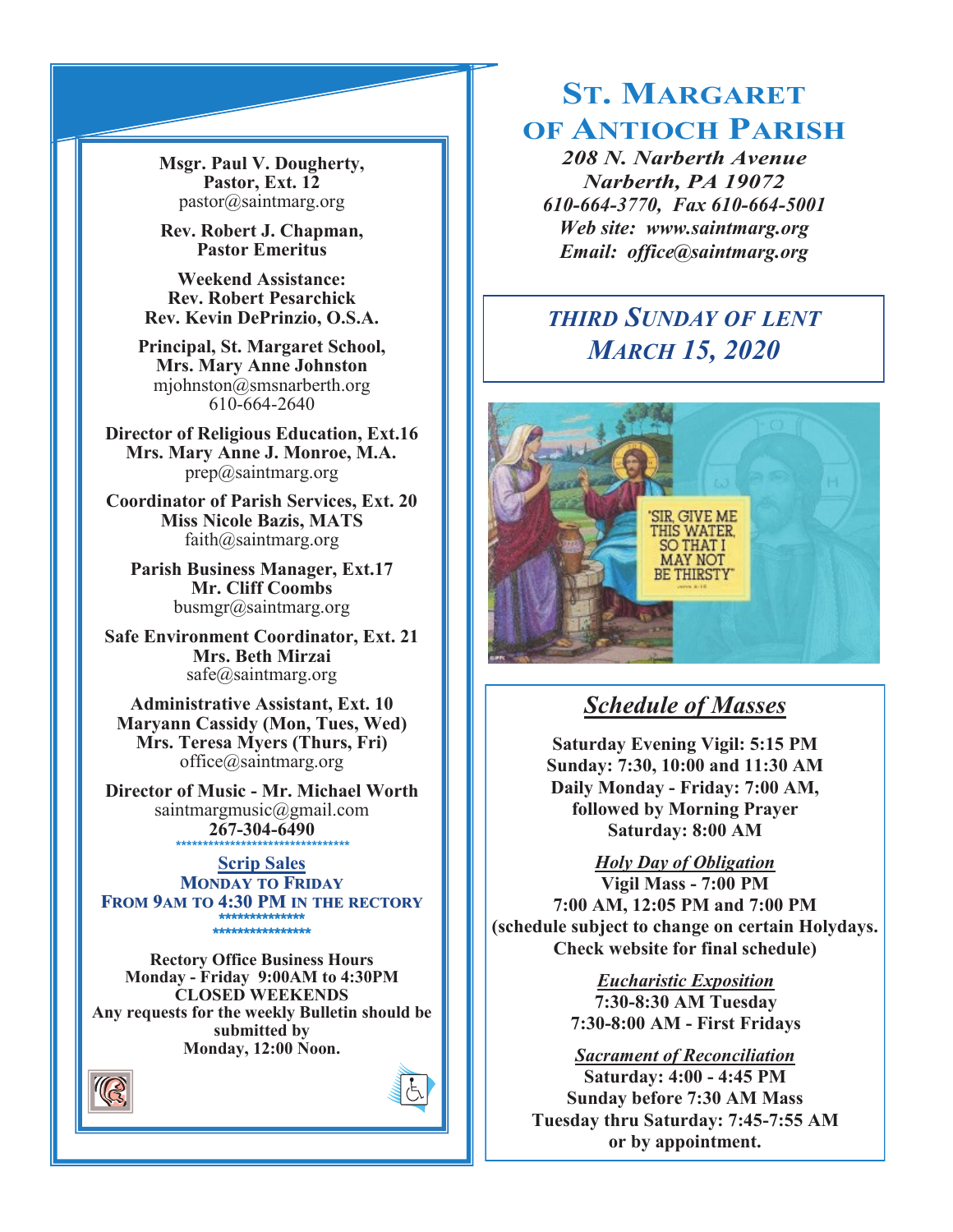# St. Margaret of Antioch Parish

***208 N. Narberth Avenue***
***Narberth, PA 19072***
***610-664-3770, Fax 610-664-5001***
***Web site: www.saintmarg.org***
***Email: office@saintmarg.org***

## *Third Sunday of Lent*
## *March 15, 2020*

"SIR, GIVE ME THIS WATER, SO THAT I MAY NOT BE THIRSTY" John 4:15

## *Schedule of Masses*

**Saturday Evening Vigil: 5:15 PM**
**Sunday: 7:30, 10:00 and 11:30 AM**
**Daily Monday - Friday: 7:00 AM, followed by Morning Prayer**
**Saturday: 8:00 AM**

***Holy Day of Obligation***
**Vigil Mass - 7:00 PM**
**7:00 AM, 12:05 PM and 7:00 PM**
**(schedule subject to change on certain Holydays. Check website for final schedule)**

***Eucharistic Exposition***
**7:30-8:30 AM Tuesday**
**7:30-8:00 AM - First Fridays**

***Sacrament of Reconciliation***
**Saturday: 4:00 - 4:45 PM**
**Sunday before 7:30 AM Mass**
**Tuesday thru Saturday: 7:45-7:55 AM**
**or by appointment.**

---

**Msgr. Paul V. Dougherty, Pastor, Ext. 12**
pastor@saintmarg.org

**Rev. Robert J. Chapman, Pastor Emeritus**

**Weekend Assistance:**
**Rev. Robert Pesarchick**
**Rev. Kevin DePrinzio, O.S.A.**

**Principal, St. Margaret School, Mrs. Mary Anne Johnston**
mjohnston@smsnarberth.org
610-664-2640

**Director of Religious Education, Ext.16**
**Mrs. Mary Anne J. Monroe, M.A.**
prep@saintmarg.org

**Coordinator of Parish Services, Ext. 20**
**Miss Nicole Bazis, MATS**
faith@saintmarg.org

**Parish Business Manager, Ext.17**
**Mr. Cliff Coombs**
busmgr@saintmarg.org

**Safe Environment Coordinator, Ext. 21**
**Mrs. Beth Mirzai**
safe@saintmarg.org

**Administrative Assistant, Ext. 10**
**Maryann Cassidy (Mon, Tues, Wed)**
**Mrs. Teresa Myers (Thurs, Fri)**
office@saintmarg.org

**Director of Music - Mr. Michael Worth**
saintmargmusic@gmail.com
**267-304-6490**

********************************

**Scrip Sales**
**Monday to Friday**
**From 9AM to 4:30 PM in the Rectory**

**************
****************

**Rectory Office Business Hours**
**Monday - Friday 9:00AM to 4:30PM**
**CLOSED WEEKENDS**
**Any requests for the weekly Bulletin should be submitted by Monday, 12:00 Noon.**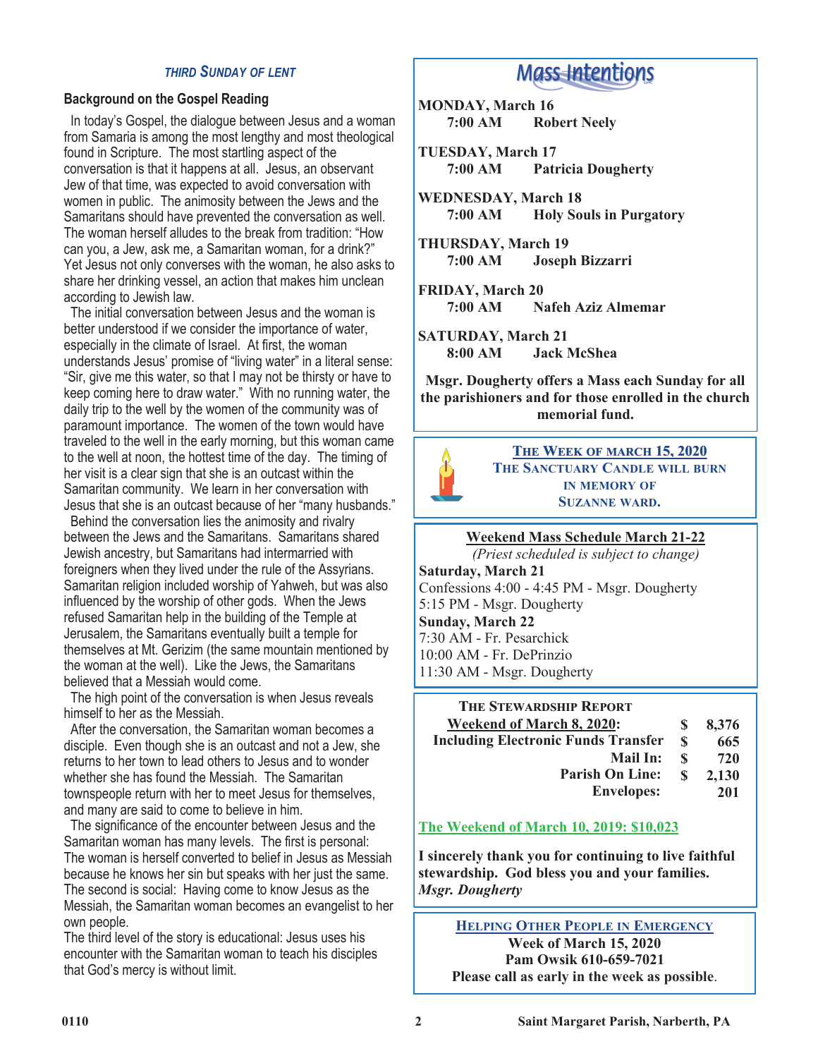### *THIRD SUNDAY OF LENT*

**Background on the Gospel Reading**

In today's Gospel, the dialogue between Jesus and a woman from Samaria is among the most lengthy and most theological found in Scripture. The most startling aspect of the conversation is that it happens at all. Jesus, an observant Jew of that time, was expected to avoid conversation with women in public. The animosity between the Jews and the Samaritans should have prevented the conversation as well. The woman herself alludes to the break from tradition: "How can you, a Jew, ask me, a Samaritan woman, for a drink?" Yet Jesus not only converses with the woman, he also asks to share her drinking vessel, an action that makes him unclean according to Jewish law.

The initial conversation between Jesus and the woman is better understood if we consider the importance of water, especially in the climate of Israel. At first, the woman understands Jesus' promise of "living water" in a literal sense: "Sir, give me this water, so that I may not be thirsty or have to keep coming here to draw water." With no running water, the daily trip to the well by the women of the community was of paramount importance. The women of the town would have traveled to the well in the early morning, but this woman came to the well at noon, the hottest time of the day. The timing of her visit is a clear sign that she is an outcast within the Samaritan community. We learn in her conversation with Jesus that she is an outcast because of her "many husbands."

Behind the conversation lies the animosity and rivalry between the Jews and the Samaritans. Samaritans shared Jewish ancestry, but Samaritans had intermarried with foreigners when they lived under the rule of the Assyrians. Samaritan religion included worship of Yahweh, but was also influenced by the worship of other gods. When the Jews refused Samaritan help in the building of the Temple at Jerusalem, the Samaritans eventually built a temple for themselves at Mt. Gerizim (the same mountain mentioned by the woman at the well). Like the Jews, the Samaritans believed that a Messiah would come.

The high point of the conversation is when Jesus reveals himself to her as the Messiah.

After the conversation, the Samaritan woman becomes a disciple. Even though she is an outcast and not a Jew, she returns to her town to lead others to Jesus and to wonder whether she has found the Messiah. The Samaritan townspeople return with her to meet Jesus for themselves, and many are said to come to believe in him.

The significance of the encounter between Jesus and the Samaritan woman has many levels. The first is personal: The woman is herself converted to belief in Jesus as Messiah because he knows her sin but speaks with her just the same. The second is social: Having come to know Jesus as the Messiah, the Samaritan woman becomes an evangelist to her own people.

The third level of the story is educational: Jesus uses his encounter with the Samaritan woman to teach his disciples that God's mercy is without limit.

## Mass Intentions

**MONDAY, March 16**
**7:00 AM Robert Neely**

**TUESDAY, March 17**
**7:00 AM Patricia Dougherty**

**WEDNESDAY, March 18**
**7:00 AM Holy Souls in Purgatory**

**THURSDAY, March 19**
**7:00 AM Joseph Bizzarri**

**FRIDAY, March 20**
**7:00 AM Nafeh Aziz Almemar**

**SATURDAY, March 21**
**8:00 AM Jack McShea**

**Msgr. Dougherty offers a Mass each Sunday for all the parishioners and for those enrolled in the church memorial fund.**

**THE WEEK OF MARCH 15, 2020**
**THE SANCTUARY CANDLE WILL BURN IN MEMORY OF SUZANNE WARD.**

**Weekend Mass Schedule March 21-22**
*(Priest scheduled is subject to change)*

**Saturday, March 21**
Confessions 4:00 - 4:45 PM - Msgr. Dougherty
5:15 PM - Msgr. Dougherty

**Sunday, March 22**
7:30 AM - Fr. Pesarchick
10:00 AM - Fr. DePrinzio
11:30 AM - Msgr. Dougherty

**THE STEWARDSHIP REPORT**

| | | |
|---|---|---|
| **Weekend of March 8, 2020:** | **$** | **8,376** |
| **Including Electronic Funds Transfer** | **$** | **665** |
| **Mail In:** | **$** | **720** |
| **Parish On Line:** | **$** | **2,130** |
| **Envelopes:** | | **201** |

**The Weekend of March 10, 2019: $10,023**

**I sincerely thank you for continuing to live faithful stewardship. God bless you and your families.**
***Msgr. Dougherty***

**HELPING OTHER PEOPLE IN EMERGENCY**
**Week of March 15, 2020**
**Pam Owsik 610-659-7021**
**Please call as early in the week as possible.**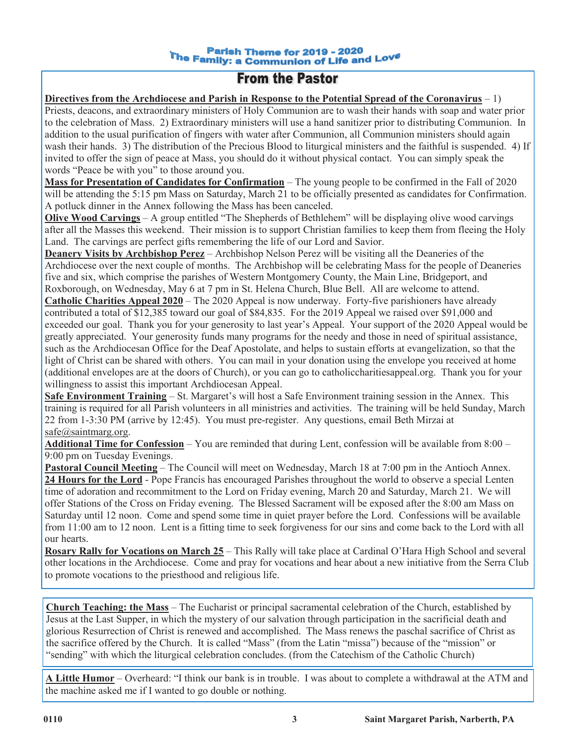Parish Theme for 2019 - 2020
The Family: a Communion of Life and Love

# From the Pastor

**Directives from the Archdiocese and Parish in Response to the Potential Spread of the Coronavirus** – 1) Priests, deacons, and extraordinary ministers of Holy Communion are to wash their hands with soap and water prior to the celebration of Mass. 2) Extraordinary ministers will use a hand sanitizer prior to distributing Communion. In addition to the usual purification of fingers with water after Communion, all Communion ministers should again wash their hands. 3) The distribution of the Precious Blood to liturgical ministers and the faithful is suspended. 4) If invited to offer the sign of peace at Mass, you should do it without physical contact. You can simply speak the words "Peace be with you" to those around you.

**Mass for Presentation of Candidates for Confirmation** – The young people to be confirmed in the Fall of 2020 will be attending the 5:15 pm Mass on Saturday, March 21 to be officially presented as candidates for Confirmation. A potluck dinner in the Annex following the Mass has been canceled.

**Olive Wood Carvings** – A group entitled "The Shepherds of Bethlehem" will be displaying olive wood carvings after all the Masses this weekend. Their mission is to support Christian families to keep them from fleeing the Holy Land. The carvings are perfect gifts remembering the life of our Lord and Savior.

**Deanery Visits by Archbishop Perez** – Archbishop Nelson Perez will be visiting all the Deaneries of the Archdiocese over the next couple of months. The Archbishop will be celebrating Mass for the people of Deaneries five and six, which comprise the parishes of Western Montgomery County, the Main Line, Bridgeport, and Roxborough, on Wednesday, May 6 at 7 pm in St. Helena Church, Blue Bell. All are welcome to attend.

**Catholic Charities Appeal 2020** – The 2020 Appeal is now underway. Forty-five parishioners have already contributed a total of $12,385 toward our goal of $84,835. For the 2019 Appeal we raised over $91,000 and exceeded our goal. Thank you for your generosity to last year's Appeal. Your support of the 2020 Appeal would be greatly appreciated. Your generosity funds many programs for the needy and those in need of spiritual assistance, such as the Archdiocesan Office for the Deaf Apostolate, and helps to sustain efforts at evangelization, so that the light of Christ can be shared with others. You can mail in your donation using the envelope you received at home (additional envelopes are at the doors of Church), or you can go to catholiccharitiesappeal.org. Thank you for your willingness to assist this important Archdiocesan Appeal.

**Safe Environment Training** – St. Margaret's will host a Safe Environment training session in the Annex. This training is required for all Parish volunteers in all ministries and activities. The training will be held Sunday, March 22 from 1-3:30 PM (arrive by 12:45). You must pre-register. Any questions, email Beth Mirzai at safe@saintmarg.org.

**Additional Time for Confession** – You are reminded that during Lent, confession will be available from 8:00 – 9:00 pm on Tuesday Evenings.

**Pastoral Council Meeting** – The Council will meet on Wednesday, March 18 at 7:00 pm in the Antioch Annex.

**24 Hours for the Lord** - Pope Francis has encouraged Parishes throughout the world to observe a special Lenten time of adoration and recommitment to the Lord on Friday evening, March 20 and Saturday, March 21. We will offer Stations of the Cross on Friday evening. The Blessed Sacrament will be exposed after the 8:00 am Mass on Saturday until 12 noon. Come and spend some time in quiet prayer before the Lord. Confessions will be available from 11:00 am to 12 noon. Lent is a fitting time to seek forgiveness for our sins and come back to the Lord with all our hearts.

**Rosary Rally for Vocations on March 25** – This Rally will take place at Cardinal O'Hara High School and several other locations in the Archdiocese. Come and pray for vocations and hear about a new initiative from the Serra Club to promote vocations to the priesthood and religious life.

**Church Teaching: the Mass** – The Eucharist or principal sacramental celebration of the Church, established by Jesus at the Last Supper, in which the mystery of our salvation through participation in the sacrificial death and glorious Resurrection of Christ is renewed and accomplished. The Mass renews the paschal sacrifice of Christ as the sacrifice offered by the Church. It is called "Mass" (from the Latin "missa") because of the "mission" or "sending" with which the liturgical celebration concludes. (from the Catechism of the Catholic Church)

**A Little Humor** – Overheard: "I think our bank is in trouble. I was about to complete a withdrawal at the ATM and the machine asked me if I wanted to go double or nothing.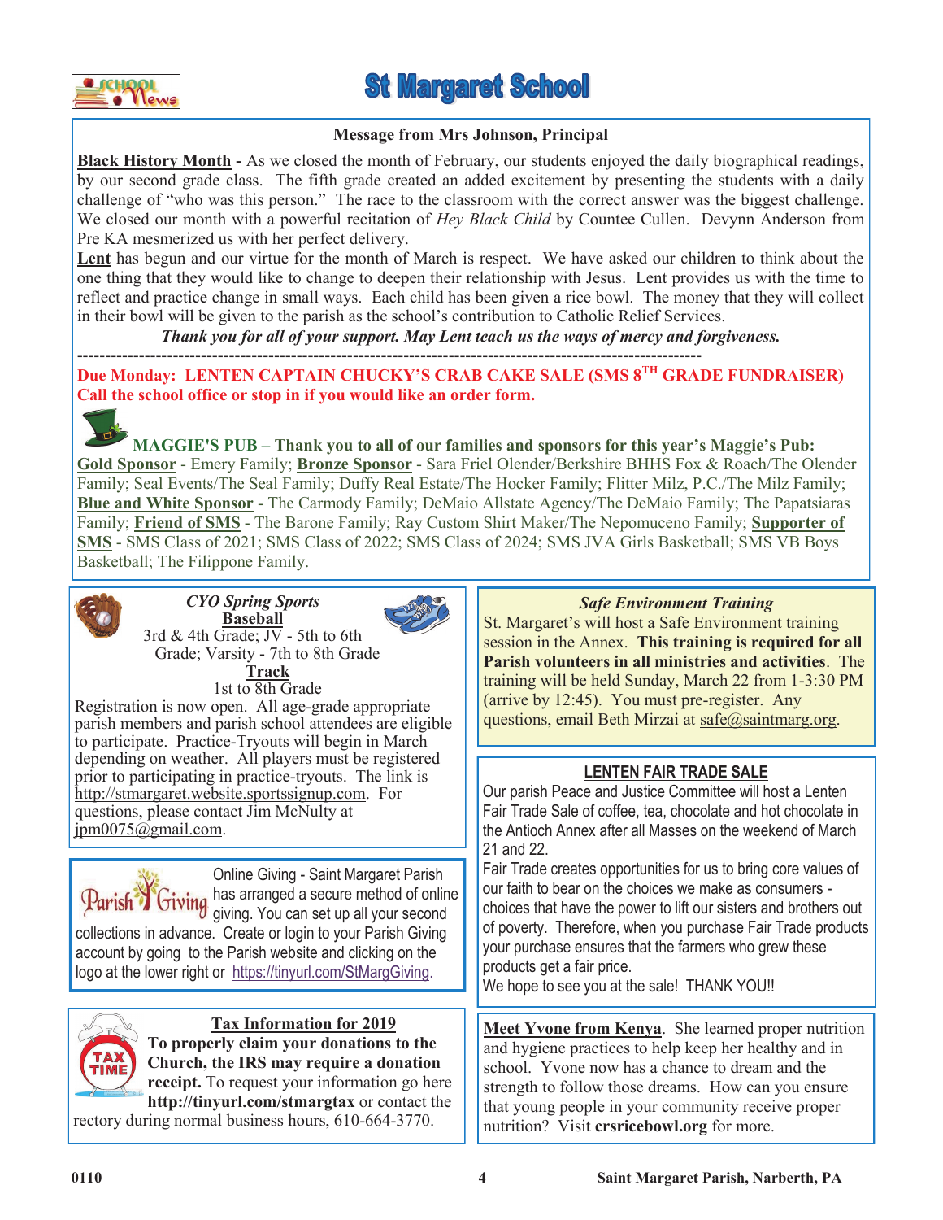# St Margaret School

## Message from Mrs Johnson, Principal

**Black History Month** - As we closed the month of February, our students enjoyed the daily biographical readings, by our second grade class. The fifth grade created an added excitement by presenting the students with a daily challenge of "who was this person." The race to the classroom with the correct answer was the biggest challenge. We closed our month with a powerful recitation of *Hey Black Child* by Countee Cullen. Devynn Anderson from Pre KA mesmerized us with her perfect delivery.

**Lent** has begun and our virtue for the month of March is respect. We have asked our children to think about the one thing that they would like to change to deepen their relationship with Jesus. Lent provides us with the time to reflect and practice change in small ways. Each child has been given a rice bowl. The money that they will collect in their bowl will be given to the parish as the school's contribution to Catholic Relief Services.

***Thank you for all of your support. May Lent teach us the ways of mercy and forgiveness.***

---

**Due Monday: LENTEN CAPTAIN CHUCKY'S CRAB CAKE SALE (SMS 8TH GRADE FUNDRAISER)**
**Call the school office or stop in if you would like an order form.**

**MAGGIE'S PUB – Thank you to all of our families and sponsors for this year's Maggie's Pub:** **Gold Sponsor** - Emery Family; **Bronze Sponsor** - Sara Friel Olender/Berkshire BHHS Fox & Roach/The Olender Family; Seal Events/The Seal Family; Duffy Real Estate/The Hocker Family; Flitter Milz, P.C./The Milz Family; **Blue and White Sponsor** - The Carmody Family; DeMaio Allstate Agency/The DeMaio Family; The Papatsiaras Family; **Friend of SMS** - The Barone Family; Ray Custom Shirt Maker/The Nepomuceno Family; **Supporter of SMS** - SMS Class of 2021; SMS Class of 2022; SMS Class of 2024; SMS JVA Girls Basketball; SMS VB Boys Basketball; The Filippone Family.

### *CYO Spring Sports*

**Baseball**
3rd & 4th Grade; JV - 5th to 6th Grade; Varsity - 7th to 8th Grade

**Track**
1st to 8th Grade

Registration is now open. All age-grade appropriate parish members and parish school attendees are eligible to participate. Practice-Tryouts will begin in March depending on weather. All players must be registered prior to participating in practice-tryouts. The link is http://stmargaret.website.sportssignup.com. For questions, please contact Jim McNulty at jpm0075@gmail.com.

### Parish Giving

Online Giving - Saint Margaret Parish has arranged a secure method of online giving. You can set up all your second collections in advance. Create or login to your Parish Giving account by going to the Parish website and clicking on the logo at the lower right or https://tinyurl.com/StMargGiving.

### Tax Information for 2019

**To properly claim your donations to the Church, the IRS may require a donation receipt.** To request your information go here **http://tinyurl.com/stmargtax** or contact the rectory during normal business hours, 610-664-3770.

### *Safe Environment Training*

St. Margaret's will host a Safe Environment training session in the Annex. **This training is required for all Parish volunteers in all ministries and activities**. The training will be held Sunday, March 22 from 1-3:30 PM (arrive by 12:45). You must pre-register. Any questions, email Beth Mirzai at safe@saintmarg.org.

### LENTEN FAIR TRADE SALE

Our parish Peace and Justice Committee will host a Lenten Fair Trade Sale of coffee, tea, chocolate and hot chocolate in the Antioch Annex after all Masses on the weekend of March 21 and 22.

Fair Trade creates opportunities for us to bring core values of our faith to bear on the choices we make as consumers - choices that have the power to lift our sisters and brothers out of poverty. Therefore, when you purchase Fair Trade products your purchase ensures that the farmers who grew these products get a fair price.

We hope to see you at the sale! THANK YOU!!

**Meet Yvone from Kenya**. She learned proper nutrition and hygiene practices to help keep her healthy and in school. Yvone now has a chance to dream and the strength to follow those dreams. How can you ensure that young people in your community receive proper nutrition? Visit **crsricebowl.org** for more.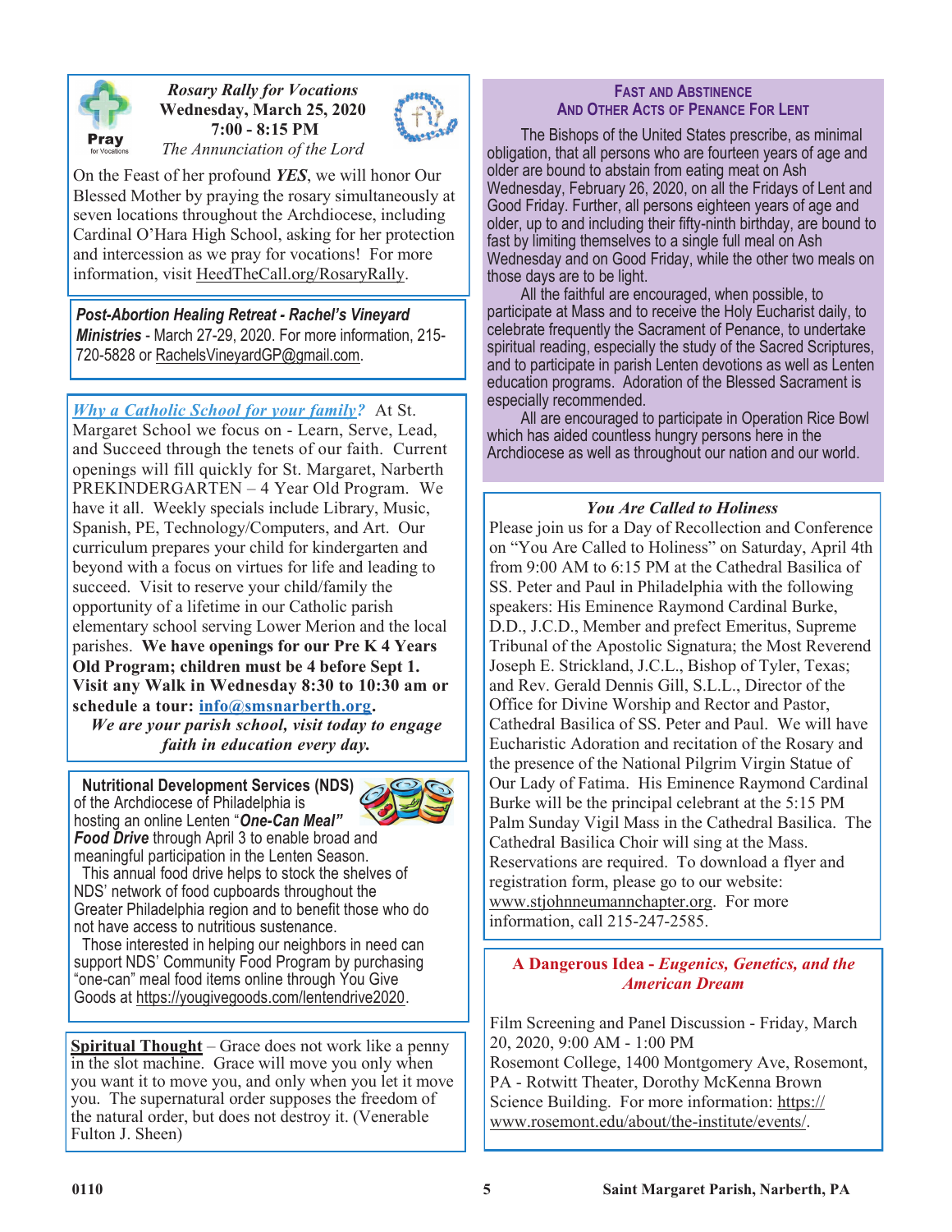### *Rosary Rally for Vocations*

**Wednesday, March 25, 2020**
**7:00 - 8:15 PM**
*The Annunciation of the Lord*

On the Feast of her profound ***YES***, we will honor Our Blessed Mother by praying the rosary simultaneously at seven locations throughout the Archdiocese, including Cardinal O'Hara High School, asking for her protection and intercession as we pray for vocations! For more information, visit HeedTheCall.org/RosaryRally.

***Post-Abortion Healing Retreat - Rachel's Vineyard Ministries*** - March 27-29, 2020. For more information, 215-720-5828 or RachelsVineyardGP@gmail.com.

*Why a Catholic School for your family?* At St. Margaret School we focus on - Learn, Serve, Lead, and Succeed through the tenets of our faith. Current openings will fill quickly for St. Margaret, Narberth PREKINDERGARTEN – 4 Year Old Program. We have it all. Weekly specials include Library, Music, Spanish, PE, Technology/Computers, and Art. Our curriculum prepares your child for kindergarten and beyond with a focus on virtues for life and leading to succeed. Visit to reserve your child/family the opportunity of a lifetime in our Catholic parish elementary school serving Lower Merion and the local parishes. **We have openings for our Pre K 4 Years Old Program; children must be 4 before Sept 1. Visit any Walk in Wednesday 8:30 to 10:30 am or schedule a tour: info@smsnarberth.org.**

***We are your parish school, visit today to engage faith in education every day.***

**Nutritional Development Services (NDS)** of the Archdiocese of Philadelphia is hosting an online Lenten "***One-Can Meal" Food Drive*** through April 3 to enable broad and meaningful participation in the Lenten Season.

This annual food drive helps to stock the shelves of NDS' network of food cupboards throughout the Greater Philadelphia region and to benefit those who do not have access to nutritious sustenance.

Those interested in helping our neighbors in need can support NDS' Community Food Program by purchasing "one-can" meal food items online through You Give Goods at https://yougivegoods.com/lentendrive2020.

**Spiritual Thought** – Grace does not work like a penny in the slot machine. Grace will move you only when you want it to move you, and only when you let it move you. The supernatural order supposes the freedom of the natural order, but does not destroy it. (Venerable Fulton J. Sheen)

### Fast and Abstinence And Other Acts of Penance For Lent

The Bishops of the United States prescribe, as minimal obligation, that all persons who are fourteen years of age and older are bound to abstain from eating meat on Ash Wednesday, February 26, 2020, on all the Fridays of Lent and Good Friday. Further, all persons eighteen years of age and older, up to and including their fifty-ninth birthday, are bound to fast by limiting themselves to a single full meal on Ash Wednesday and on Good Friday, while the other two meals on those days are to be light.

All the faithful are encouraged, when possible, to participate at Mass and to receive the Holy Eucharist daily, to celebrate frequently the Sacrament of Penance, to undertake spiritual reading, especially the study of the Sacred Scriptures, and to participate in parish Lenten devotions as well as Lenten education programs. Adoration of the Blessed Sacrament is especially recommended.

All are encouraged to participate in Operation Rice Bowl which has aided countless hungry persons here in the Archdiocese as well as throughout our nation and our world.

### *You Are Called to Holiness*

Please join us for a Day of Recollection and Conference on "You Are Called to Holiness" on Saturday, April 4th from 9:00 AM to 6:15 PM at the Cathedral Basilica of SS. Peter and Paul in Philadelphia with the following speakers: His Eminence Raymond Cardinal Burke, D.D., J.C.D., Member and prefect Emeritus, Supreme Tribunal of the Apostolic Signatura; the Most Reverend Joseph E. Strickland, J.C.L., Bishop of Tyler, Texas; and Rev. Gerald Dennis Gill, S.L.L., Director of the Office for Divine Worship and Rector and Pastor, Cathedral Basilica of SS. Peter and Paul. We will have Eucharistic Adoration and recitation of the Rosary and the presence of the National Pilgrim Virgin Statue of Our Lady of Fatima. His Eminence Raymond Cardinal Burke will be the principal celebrant at the 5:15 PM Palm Sunday Vigil Mass in the Cathedral Basilica. The Cathedral Basilica Choir will sing at the Mass. Reservations are required. To download a flyer and registration form, please go to our website: www.stjohnneumannchapter.org. For more information, call 215-247-2585.

### A Dangerous Idea - *Eugenics, Genetics, and the American Dream*

Film Screening and Panel Discussion - Friday, March 20, 2020, 9:00 AM - 1:00 PM
Rosemont College, 1400 Montgomery Ave, Rosemont, PA - Rotwitt Theater, Dorothy McKenna Brown Science Building. For more information: https://www.rosemont.edu/about/the-institute/events/.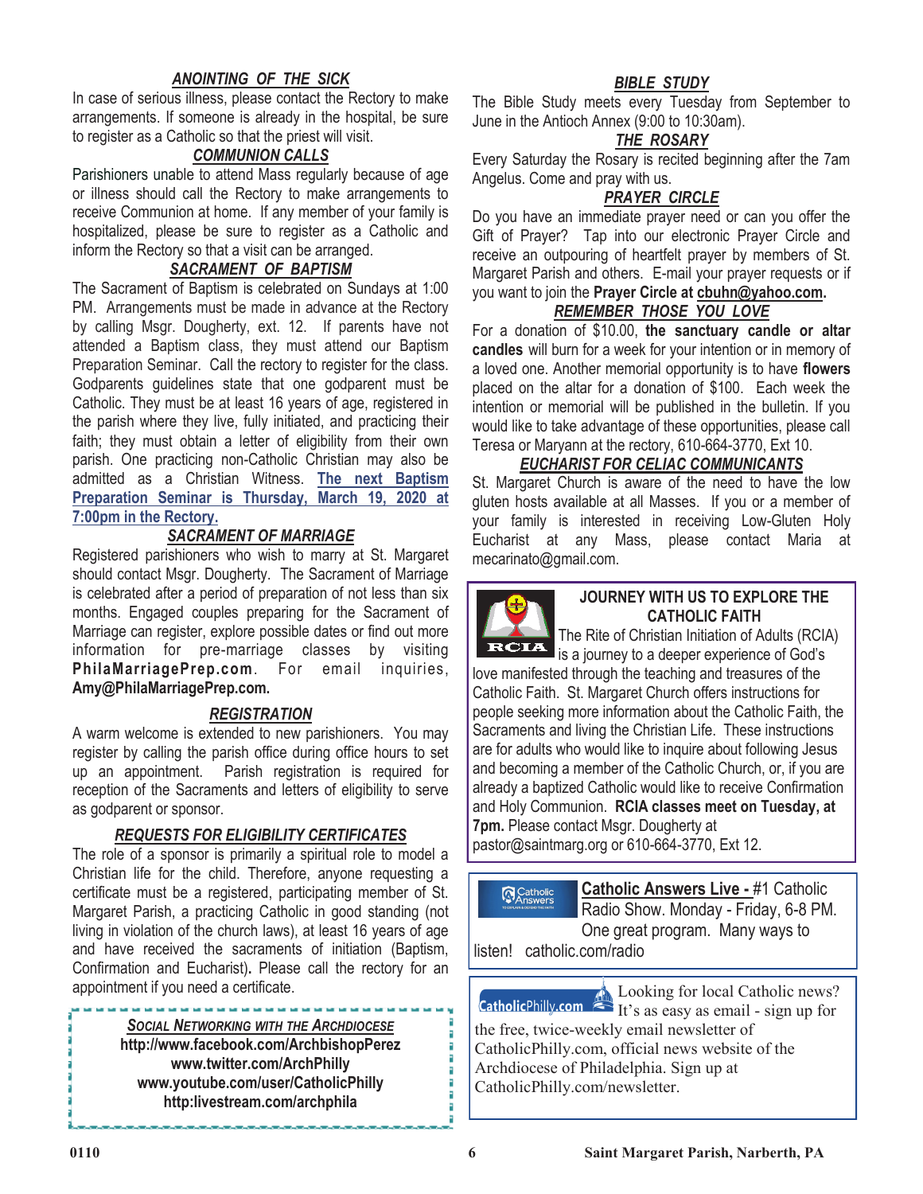## *ANOINTING OF THE SICK*

In case of serious illness, please contact the Rectory to make arrangements. If someone is already in the hospital, be sure to register as a Catholic so that the priest will visit.

## *COMMUNION CALLS*

Parishioners unable to attend Mass regularly because of age or illness should call the Rectory to make arrangements to receive Communion at home. If any member of your family is hospitalized, please be sure to register as a Catholic and inform the Rectory so that a visit can be arranged.

## *SACRAMENT OF BAPTISM*

The Sacrament of Baptism is celebrated on Sundays at 1:00 PM. Arrangements must be made in advance at the Rectory by calling Msgr. Dougherty, ext. 12. If parents have not attended a Baptism class, they must attend our Baptism Preparation Seminar. Call the rectory to register for the class. Godparents guidelines state that one godparent must be Catholic. They must be at least 16 years of age, registered in the parish where they live, fully initiated, and practicing their faith; they must obtain a letter of eligibility from their own parish. One practicing non-Catholic Christian may also be admitted as a Christian Witness. **The next Baptism Preparation Seminar is Thursday, March 19, 2020 at 7:00pm in the Rectory.**

## *SACRAMENT OF MARRIAGE*

Registered parishioners who wish to marry at St. Margaret should contact Msgr. Dougherty. The Sacrament of Marriage is celebrated after a period of preparation of not less than six months. Engaged couples preparing for the Sacrament of Marriage can register, explore possible dates or find out more information for pre-marriage classes by visiting **PhilaMarriagePrep.com**. For email inquiries, **Amy@PhilaMarriagePrep.com.**

## *REGISTRATION*

A warm welcome is extended to new parishioners. You may register by calling the parish office during office hours to set up an appointment. Parish registration is required for reception of the Sacraments and letters of eligibility to serve as godparent or sponsor.

## *REQUESTS FOR ELIGIBILITY CERTIFICATES*

The role of a sponsor is primarily a spiritual role to model a Christian life for the child. Therefore, anyone requesting a certificate must be a registered, participating member of St. Margaret Parish, a practicing Catholic in good standing (not living in violation of the church laws), at least 16 years of age and have received the sacraments of initiation (Baptism, Confirmation and Eucharist). Please call the rectory for an appointment if you need a certificate.

### *SOCIAL NETWORKING WITH THE ARCHDIOCESE*

**http://www.facebook.com/ArchbishopPerez**
**www.twitter.com/ArchPhilly**
**www.youtube.com/user/CatholicPhilly**
**http:livestream.com/archphila**

## *BIBLE STUDY*

The Bible Study meets every Tuesday from September to June in the Antioch Annex (9:00 to 10:30am).

## *THE ROSARY*

Every Saturday the Rosary is recited beginning after the 7am Angelus. Come and pray with us.

## *PRAYER CIRCLE*

Do you have an immediate prayer need or can you offer the Gift of Prayer? Tap into our electronic Prayer Circle and receive an outpouring of heartfelt prayer by members of St. Margaret Parish and others. E-mail your prayer requests or if you want to join the **Prayer Circle at cbuhn@yahoo.com.**

## *REMEMBER THOSE YOU LOVE*

For a donation of $10.00, **the sanctuary candle or altar candles** will burn for a week for your intention or in memory of a loved one. Another memorial opportunity is to have **flowers** placed on the altar for a donation of $100. Each week the intention or memorial will be published in the bulletin. If you would like to take advantage of these opportunities, please call Teresa or Maryann at the rectory, 610-664-3770, Ext 10.

## *EUCHARIST FOR CELIAC COMMUNICANTS*

St. Margaret Church is aware of the need to have the low gluten hosts available at all Masses. If you or a member of your family is interested in receiving Low-Gluten Holy Eucharist at any Mass, please contact Maria at mecarinato@gmail.com.

### JOURNEY WITH US TO EXPLORE THE CATHOLIC FAITH

RCIA

The Rite of Christian Initiation of Adults (RCIA) is a journey to a deeper experience of God's love manifested through the teaching and treasures of the Catholic Faith. St. Margaret Church offers instructions for people seeking more information about the Catholic Faith, the Sacraments and living the Christian Life. These instructions are for adults who would like to inquire about following Jesus and becoming a member of the Catholic Church, or, if you are already a baptized Catholic would like to receive Confirmation and Holy Communion. **RCIA classes meet on Tuesday, at 7pm.** Please contact Msgr. Dougherty at pastor@saintmarg.org or 610-664-3770, Ext 12.

**Catholic Answers Live -** #1 Catholic Radio Show. Monday - Friday, 6-8 PM. One great program. Many ways to listen! catholic.com/radio

CatholicPhilly.com

Looking for local Catholic news? It's as easy as email - sign up for the free, twice-weekly email newsletter of CatholicPhilly.com, official news website of the Archdiocese of Philadelphia. Sign up at CatholicPhilly.com/newsletter.